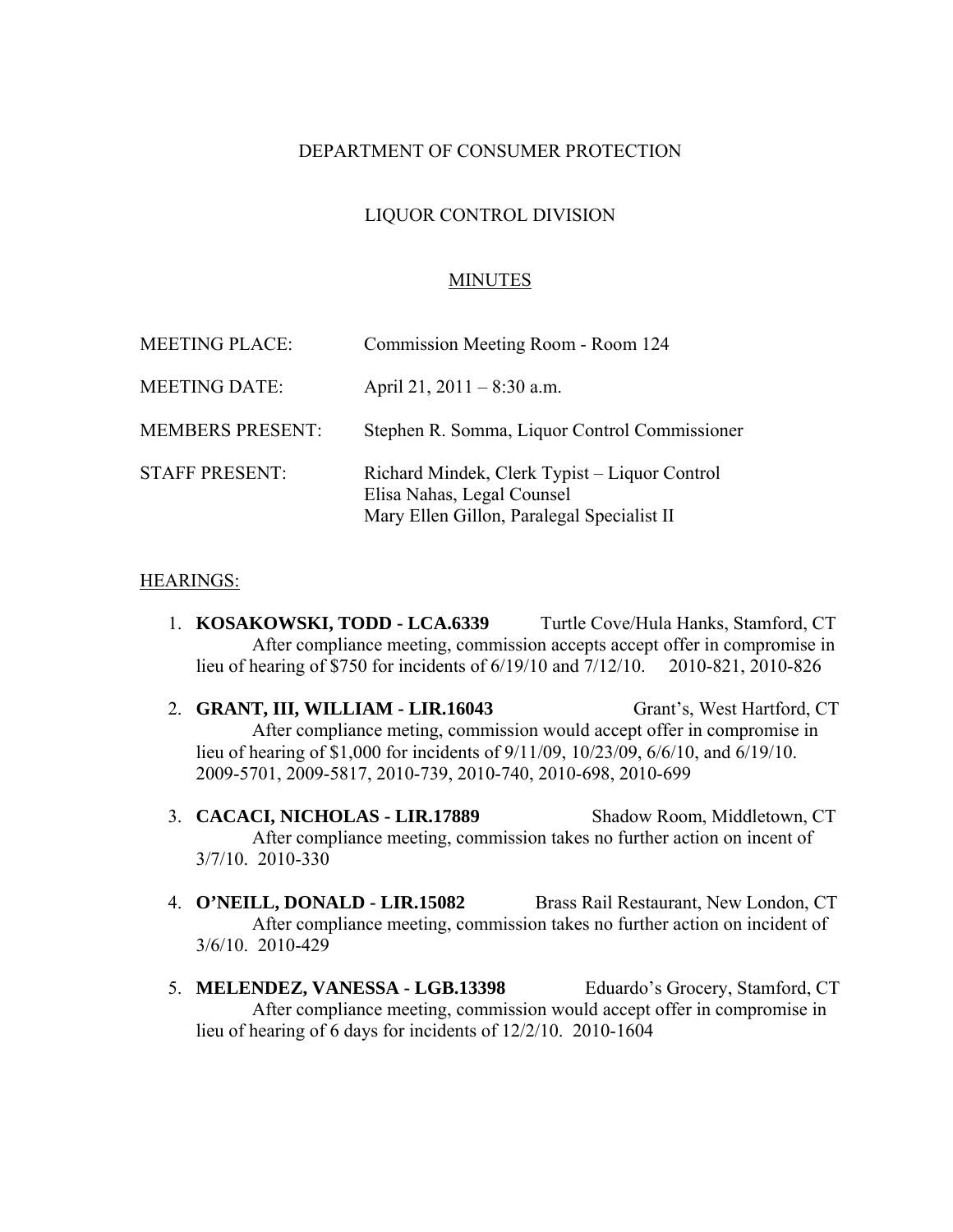DEPARTMENT OF CONSUMER PROTECTION

LIQUOR CONTROL DIVISION

MINUTES

| | |
|---|---|
| MEETING PLACE: | Commission Meeting Room - Room 124 |
| MEETING DATE: | April 21, 2011 – 8:30 a.m. |
| MEMBERS PRESENT: | Stephen R. Somma, Liquor Control Commissioner |
| STAFF PRESENT: | Richard Mindek, Clerk Typist – Liquor Control<br>Elisa Nahas, Legal Counsel<br>Mary Ellen Gillon, Paralegal Specialist II |

HEARINGS:

1. **KOSAKOWSKI, TODD - LCA.6339** Turtle Cove/Hula Hanks, Stamford, CT
   After compliance meeting, commission accepts accept offer in compromise in lieu of hearing of $750 for incidents of 6/19/10 and 7/12/10. 2010-821, 2010-826

2. **GRANT, III, WILLIAM - LIR.16043** Grant's, West Hartford, CT
   After compliance meting, commission would accept offer in compromise in lieu of hearing of $1,000 for incidents of 9/11/09, 10/23/09, 6/6/10, and 6/19/10. 2009-5701, 2009-5817, 2010-739, 2010-740, 2010-698, 2010-699

3. **CACACI, NICHOLAS - LIR.17889** Shadow Room, Middletown, CT
   After compliance meeting, commission takes no further action on incent of 3/7/10. 2010-330

4. **O'NEILL, DONALD - LIR.15082** Brass Rail Restaurant, New London, CT
   After compliance meeting, commission takes no further action on incident of 3/6/10. 2010-429

5. **MELENDEZ, VANESSA - LGB.13398** Eduardo's Grocery, Stamford, CT
   After compliance meeting, commission would accept offer in compromise in lieu of hearing of 6 days for incidents of 12/2/10. 2010-1604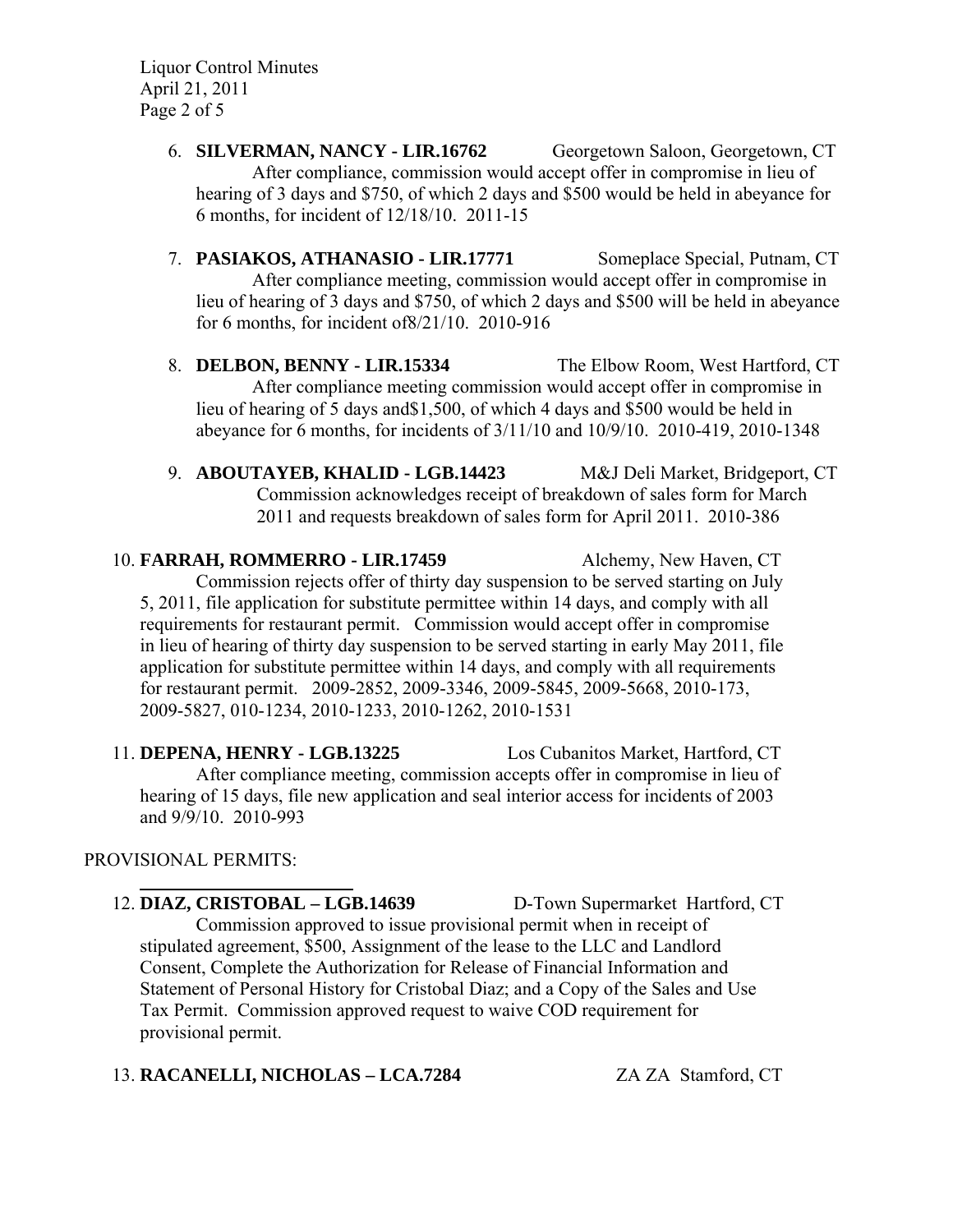6. **SILVERMAN, NANCY - LIR.16762** Georgetown Saloon, Georgetown, CT

   After compliance, commission would accept offer in compromise in lieu of hearing of 3 days and $750, of which 2 days and $500 would be held in abeyance for 6 months, for incident of 12/18/10. 2011-15

7. **PASIAKOS, ATHANASIO - LIR.17771** Someplace Special, Putnam, CT

   After compliance meeting, commission would accept offer in compromise in lieu of hearing of 3 days and $750, of which 2 days and $500 will be held in abeyance for 6 months, for incident of8/21/10. 2010-916

8. **DELBON, BENNY - LIR.15334** The Elbow Room, West Hartford, CT

   After compliance meeting commission would accept offer in compromise in lieu of hearing of 5 days and$1,500, of which 4 days and $500 would be held in abeyance for 6 months, for incidents of 3/11/10 and 10/9/10. 2010-419, 2010-1348

9. **ABOUTAYEB, KHALID - LGB.14423** M&J Deli Market, Bridgeport, CT

   Commission acknowledges receipt of breakdown of sales form for March 2011 and requests breakdown of sales form for April 2011. 2010-386

10. **FARRAH, ROMMERRO - LIR.17459** Alchemy, New Haven, CT

    Commission rejects offer of thirty day suspension to be served starting on July 5, 2011, file application for substitute permittee within 14 days, and comply with all requirements for restaurant permit. Commission would accept offer in compromise in lieu of hearing of thirty day suspension to be served starting in early May 2011, file application for substitute permittee within 14 days, and comply with all requirements for restaurant permit. 2009-2852, 2009-3346, 2009-5845, 2009-5668, 2010-173, 2009-5827, 010-1234, 2010-1233, 2010-1262, 2010-1531

11. **DEPENA, HENRY - LGB.13225** Los Cubanitos Market, Hartford, CT

    After compliance meeting, commission accepts offer in compromise in lieu of hearing of 15 days, file new application and seal interior access for incidents of 2003 and 9/9/10. 2010-993

PROVISIONAL PERMITS:

12. **DIAZ, CRISTOBAL – LGB.14639** D-Town Supermarket Hartford, CT

    Commission approved to issue provisional permit when in receipt of stipulated agreement, $500, Assignment of the lease to the LLC and Landlord Consent, Complete the Authorization for Release of Financial Information and Statement of Personal History for Cristobal Diaz; and a Copy of the Sales and Use Tax Permit. Commission approved request to waive COD requirement for provisional permit.

13. **RACANELLI, NICHOLAS – LCA.7284** ZA ZA Stamford, CT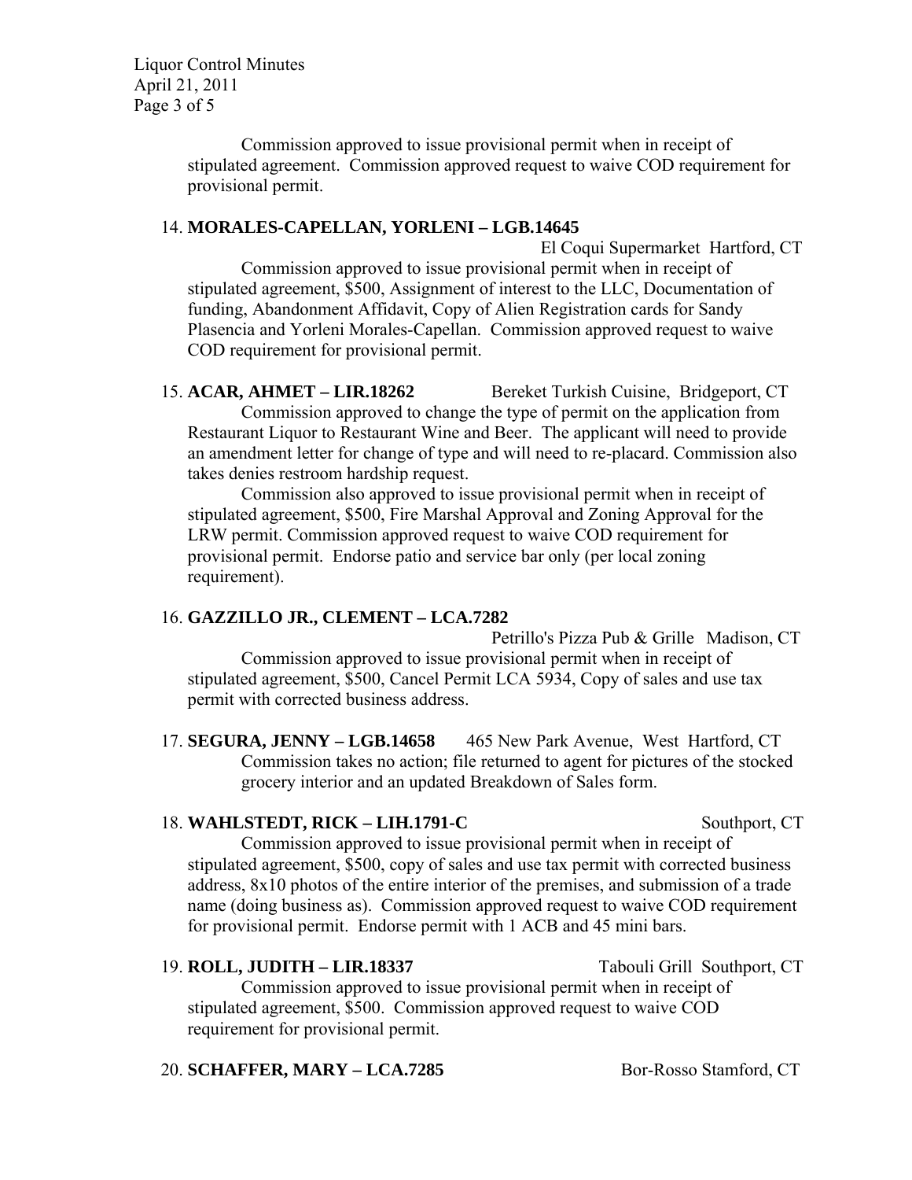Commission approved to issue provisional permit when in receipt of stipulated agreement. Commission approved request to waive COD requirement for provisional permit.

14. **MORALES-CAPELLAN, YORLENI – LGB.14645**
El Coqui Supermarket Hartford, CT
Commission approved to issue provisional permit when in receipt of stipulated agreement, $500, Assignment of interest to the LLC, Documentation of funding, Abandonment Affidavit, Copy of Alien Registration cards for Sandy Plasencia and Yorleni Morales-Capellan. Commission approved request to waive COD requirement for provisional permit.

15. **ACAR, AHMET – LIR.18262** Bereket Turkish Cuisine, Bridgeport, CT
Commission approved to change the type of permit on the application from Restaurant Liquor to Restaurant Wine and Beer. The applicant will need to provide an amendment letter for change of type and will need to re-placard. Commission also takes denies restroom hardship request.
Commission also approved to issue provisional permit when in receipt of stipulated agreement, $500, Fire Marshal Approval and Zoning Approval for the LRW permit. Commission approved request to waive COD requirement for provisional permit. Endorse patio and service bar only (per local zoning requirement).

16. **GAZZILLO JR., CLEMENT – LCA.7282**
Petrillo's Pizza Pub & Grille Madison, CT
Commission approved to issue provisional permit when in receipt of stipulated agreement, $500, Cancel Permit LCA 5934, Copy of sales and use tax permit with corrected business address.

17. **SEGURA, JENNY – LGB.14658** 465 New Park Avenue, West Hartford, CT
Commission takes no action; file returned to agent for pictures of the stocked grocery interior and an updated Breakdown of Sales form.

18. **WAHLSTEDT, RICK – LIH.1791-C** Southport, CT
Commission approved to issue provisional permit when in receipt of stipulated agreement, $500, copy of sales and use tax permit with corrected business address, 8x10 photos of the entire interior of the premises, and submission of a trade name (doing business as). Commission approved request to waive COD requirement for provisional permit. Endorse permit with 1 ACB and 45 mini bars.

19. **ROLL, JUDITH – LIR.18337** Tabouli Grill Southport, CT
Commission approved to issue provisional permit when in receipt of stipulated agreement, $500. Commission approved request to waive COD requirement for provisional permit.

20. **SCHAFFER, MARY – LCA.7285** Bor-Rosso Stamford, CT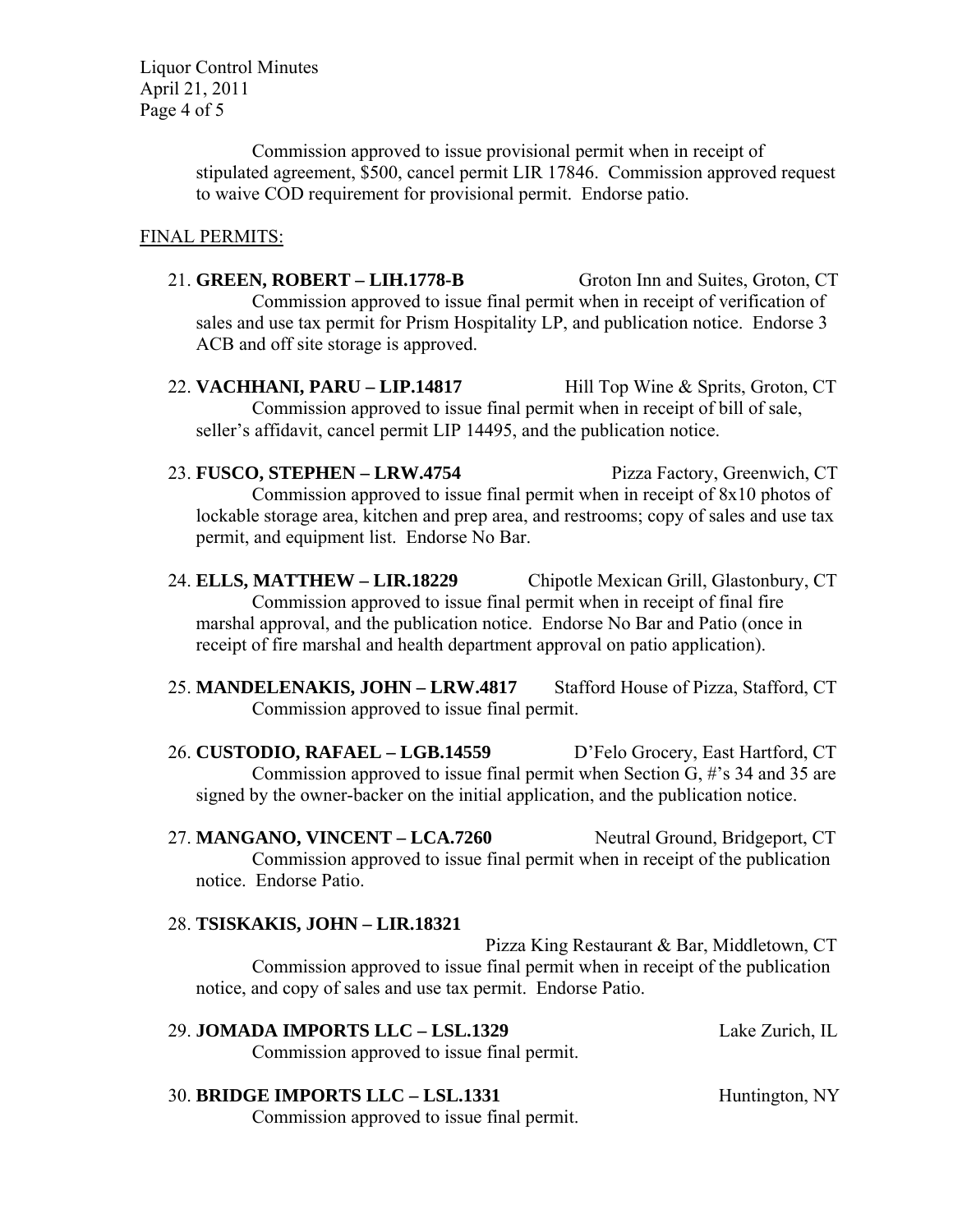Commission approved to issue provisional permit when in receipt of stipulated agreement, $500, cancel permit LIR 17846. Commission approved request to waive COD requirement for provisional permit. Endorse patio.

FINAL PERMITS:

21. **GREEN, ROBERT – LIH.1778-B** Groton Inn and Suites, Groton, CT
    Commission approved to issue final permit when in receipt of verification of sales and use tax permit for Prism Hospitality LP, and publication notice. Endorse 3 ACB and off site storage is approved.

22. **VACHHANI, PARU – LIP.14817** Hill Top Wine & Sprits, Groton, CT
    Commission approved to issue final permit when in receipt of bill of sale, seller's affidavit, cancel permit LIP 14495, and the publication notice.

23. **FUSCO, STEPHEN – LRW.4754** Pizza Factory, Greenwich, CT
    Commission approved to issue final permit when in receipt of 8x10 photos of lockable storage area, kitchen and prep area, and restrooms; copy of sales and use tax permit, and equipment list. Endorse No Bar.

24. **ELLS, MATTHEW – LIR.18229** Chipotle Mexican Grill, Glastonbury, CT
    Commission approved to issue final permit when in receipt of final fire marshal approval, and the publication notice. Endorse No Bar and Patio (once in receipt of fire marshal and health department approval on patio application).

25. **MANDELENAKIS, JOHN – LRW.4817** Stafford House of Pizza, Stafford, CT
    Commission approved to issue final permit.

26. **CUSTODIO, RAFAEL – LGB.14559** D'Felo Grocery, East Hartford, CT
    Commission approved to issue final permit when Section G, #'s 34 and 35 are signed by the owner-backer on the initial application, and the publication notice.

27. **MANGANO, VINCENT – LCA.7260** Neutral Ground, Bridgeport, CT
    Commission approved to issue final permit when in receipt of the publication notice. Endorse Patio.

28. **TSISKAKIS, JOHN – LIR.18321**
    Pizza King Restaurant & Bar, Middletown, CT
    Commission approved to issue final permit when in receipt of the publication notice, and copy of sales and use tax permit. Endorse Patio.

29. **JOMADA IMPORTS LLC – LSL.1329** Lake Zurich, IL
    Commission approved to issue final permit.

30. **BRIDGE IMPORTS LLC – LSL.1331** Huntington, NY
    Commission approved to issue final permit.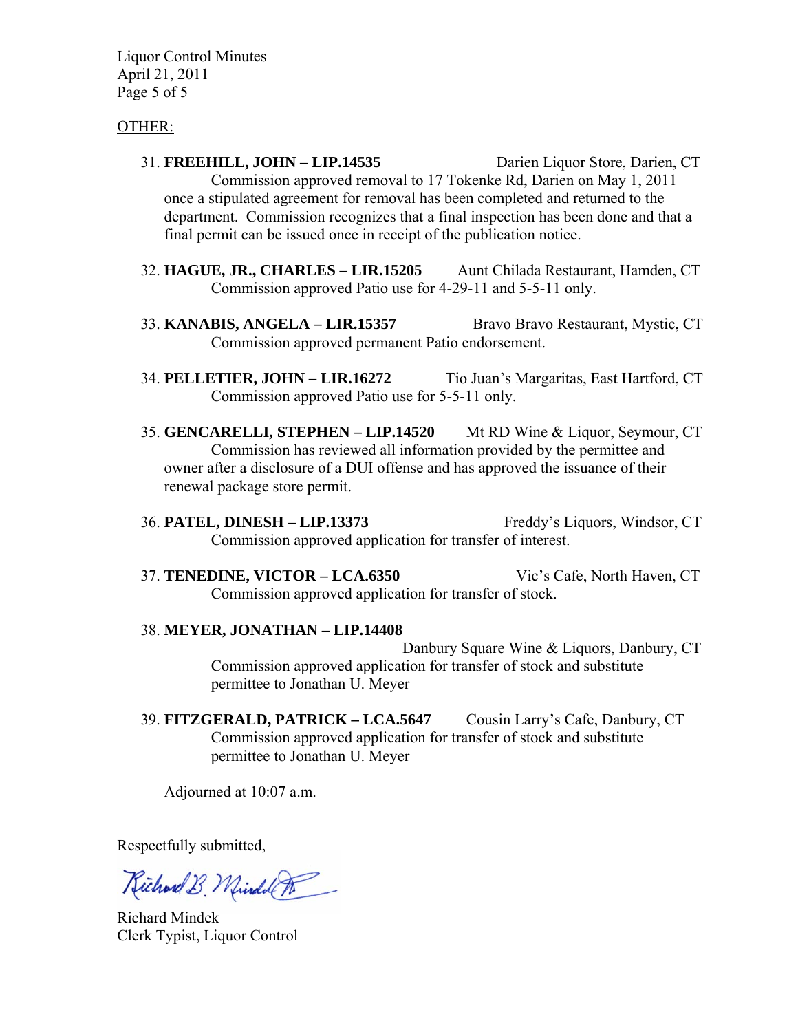OTHER:

31. **FREEHILL, JOHN – LIP.14535** Darien Liquor Store, Darien, CT
    Commission approved removal to 17 Tokenke Rd, Darien on May 1, 2011 once a stipulated agreement for removal has been completed and returned to the department. Commission recognizes that a final inspection has been done and that a final permit can be issued once in receipt of the publication notice.

32. **HAGUE, JR., CHARLES – LIR.15205** Aunt Chilada Restaurant, Hamden, CT
    Commission approved Patio use for 4-29-11 and 5-5-11 only.

33. **KANABIS, ANGELA – LIR.15357** Bravo Bravo Restaurant, Mystic, CT
    Commission approved permanent Patio endorsement.

34. **PELLETIER, JOHN – LIR.16272** Tio Juan's Margaritas, East Hartford, CT
    Commission approved Patio use for 5-5-11 only.

35. **GENCARELLI, STEPHEN – LIP.14520** Mt RD Wine & Liquor, Seymour, CT
    Commission has reviewed all information provided by the permittee and owner after a disclosure of a DUI offense and has approved the issuance of their renewal package store permit.

36. **PATEL, DINESH – LIP.13373** Freddy's Liquors, Windsor, CT
    Commission approved application for transfer of interest.

37. **TENEDINE, VICTOR – LCA.6350** Vic's Cafe, North Haven, CT
    Commission approved application for transfer of stock.

38. **MEYER, JONATHAN – LIP.14408**
    Danbury Square Wine & Liquors, Danbury, CT
    Commission approved application for transfer of stock and substitute permittee to Jonathan U. Meyer

39. **FITZGERALD, PATRICK – LCA.5647** Cousin Larry's Cafe, Danbury, CT
    Commission approved application for transfer of stock and substitute permittee to Jonathan U. Meyer

Adjourned at 10:07 a.m.

Respectfully submitted,

Richard B. Mindek

Richard Mindek
Clerk Typist, Liquor Control